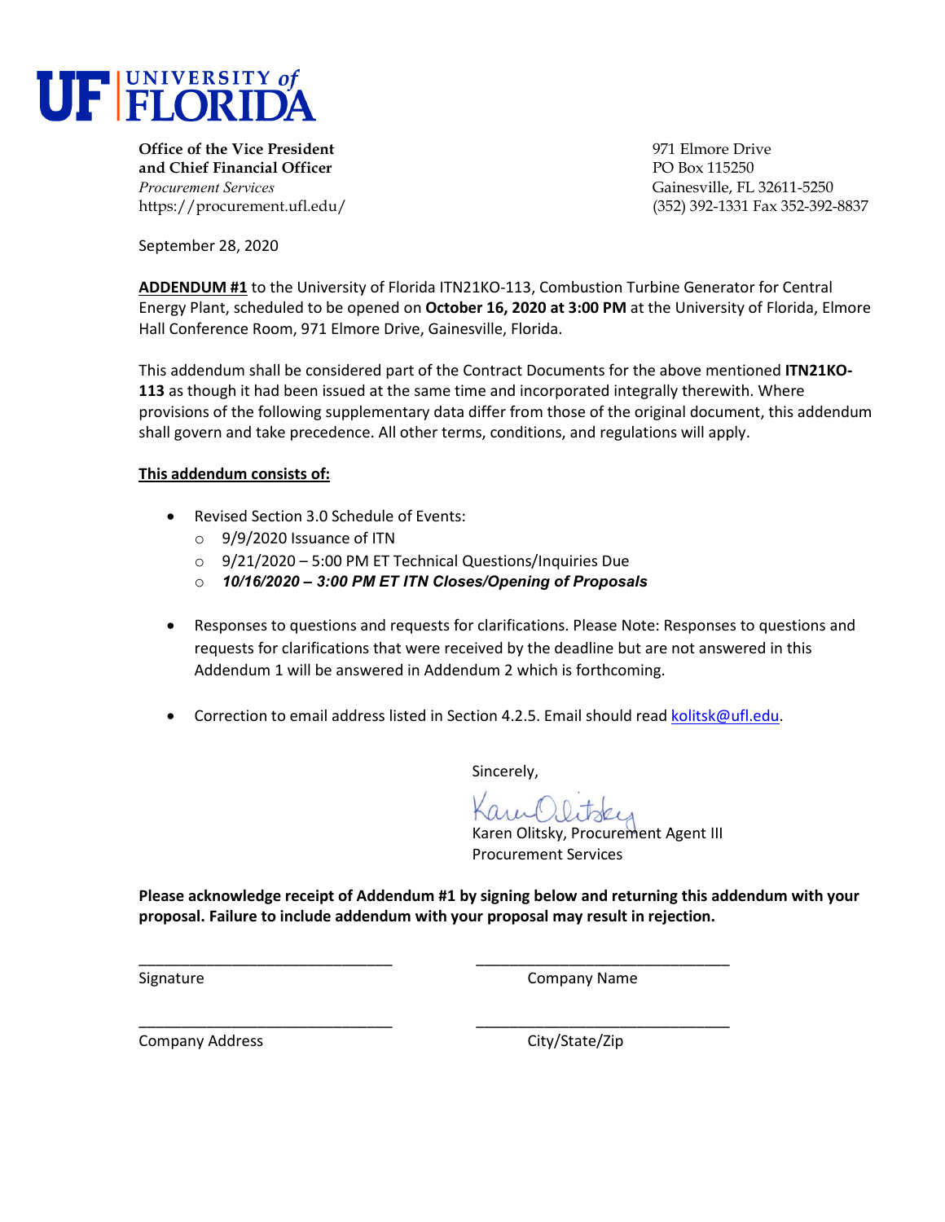UF | UNIVERSITY of FLORIDA

**Office of the Vice President**
**and Chief Financial Officer**
*Procurement Services*
https://procurement.ufl.edu/

971 Elmore Drive
PO Box 115250
Gainesville, FL 32611-5250
(352) 392-1331 Fax 352-392-8837

September 28, 2020

**ADDENDUM #1** to the University of Florida ITN21KO-113, Combustion Turbine Generator for Central Energy Plant, scheduled to be opened on **October 16, 2020 at 3:00 PM** at the University of Florida, Elmore Hall Conference Room, 971 Elmore Drive, Gainesville, Florida.

This addendum shall be considered part of the Contract Documents for the above mentioned **ITN21KO-113** as though it had been issued at the same time and incorporated integrally therewith. Where provisions of the following supplementary data differ from those of the original document, this addendum shall govern and take precedence. All other terms, conditions, and regulations will apply.

**This addendum consists of:**

- Revised Section 3.0 Schedule of Events:
  - 9/9/2020 Issuance of ITN
  - 9/21/2020 – 5:00 PM ET Technical Questions/Inquiries Due
  - ***10/16/2020 – 3:00 PM ET ITN Closes/Opening of Proposals***
- Responses to questions and requests for clarifications. Please Note: Responses to questions and requests for clarifications that were received by the deadline but are not answered in this Addendum 1 will be answered in Addendum 2 which is forthcoming.
- Correction to email address listed in Section 4.2.5. Email should read kolitsk@ufl.edu.

Sincerely,

Karen Olitsky, Procurement Agent III
Procurement Services

**Please acknowledge receipt of Addendum #1 by signing below and returning this addendum with your proposal. Failure to include addendum with your proposal may result in rejection.**

\_\_\_\_\_\_\_\_\_\_\_\_\_\_\_\_\_\_\_\_\_\_\_\_\_\_\_\_\_\_
Signature

\_\_\_\_\_\_\_\_\_\_\_\_\_\_\_\_\_\_\_\_\_\_\_\_\_\_\_\_\_\_
Company Name

\_\_\_\_\_\_\_\_\_\_\_\_\_\_\_\_\_\_\_\_\_\_\_\_\_\_\_\_\_\_
Company Address

\_\_\_\_\_\_\_\_\_\_\_\_\_\_\_\_\_\_\_\_\_\_\_\_\_\_\_\_\_\_
City/State/Zip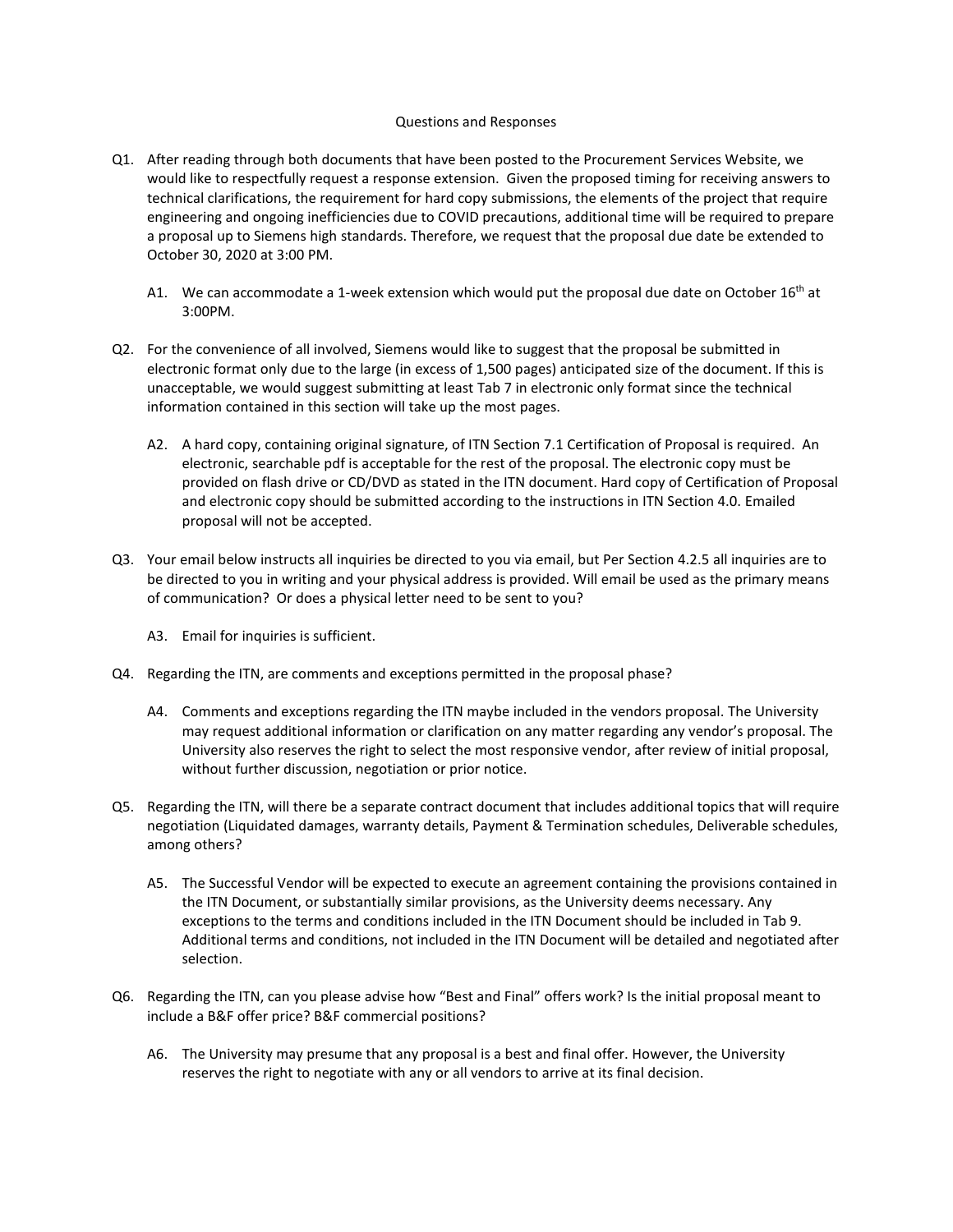Questions and Responses

Q1. After reading through both documents that have been posted to the Procurement Services Website, we would like to respectfully request a response extension. Given the proposed timing for receiving answers to technical clarifications, the requirement for hard copy submissions, the elements of the project that require engineering and ongoing inefficiencies due to COVID precautions, additional time will be required to prepare a proposal up to Siemens high standards. Therefore, we request that the proposal due date be extended to October 30, 2020 at 3:00 PM.

> A1. We can accommodate a 1-week extension which would put the proposal due date on October 16th at 3:00PM.

Q2. For the convenience of all involved, Siemens would like to suggest that the proposal be submitted in electronic format only due to the large (in excess of 1,500 pages) anticipated size of the document. If this is unacceptable, we would suggest submitting at least Tab 7 in electronic only format since the technical information contained in this section will take up the most pages.

> A2. A hard copy, containing original signature, of ITN Section 7.1 Certification of Proposal is required. An electronic, searchable pdf is acceptable for the rest of the proposal. The electronic copy must be provided on flash drive or CD/DVD as stated in the ITN document. Hard copy of Certification of Proposal and electronic copy should be submitted according to the instructions in ITN Section 4.0. Emailed proposal will not be accepted.

Q3. Your email below instructs all inquiries be directed to you via email, but Per Section 4.2.5 all inquiries are to be directed to you in writing and your physical address is provided. Will email be used as the primary means of communication? Or does a physical letter need to be sent to you?

> A3. Email for inquiries is sufficient.

Q4. Regarding the ITN, are comments and exceptions permitted in the proposal phase?

> A4. Comments and exceptions regarding the ITN maybe included in the vendors proposal. The University may request additional information or clarification on any matter regarding any vendor's proposal. The University also reserves the right to select the most responsive vendor, after review of initial proposal, without further discussion, negotiation or prior notice.

Q5. Regarding the ITN, will there be a separate contract document that includes additional topics that will require negotiation (Liquidated damages, warranty details, Payment & Termination schedules, Deliverable schedules, among others?

> A5. The Successful Vendor will be expected to execute an agreement containing the provisions contained in the ITN Document, or substantially similar provisions, as the University deems necessary. Any exceptions to the terms and conditions included in the ITN Document should be included in Tab 9. Additional terms and conditions, not included in the ITN Document will be detailed and negotiated after selection.

Q6. Regarding the ITN, can you please advise how "Best and Final" offers work? Is the initial proposal meant to include a B&F offer price? B&F commercial positions?

> A6. The University may presume that any proposal is a best and final offer. However, the University reserves the right to negotiate with any or all vendors to arrive at its final decision.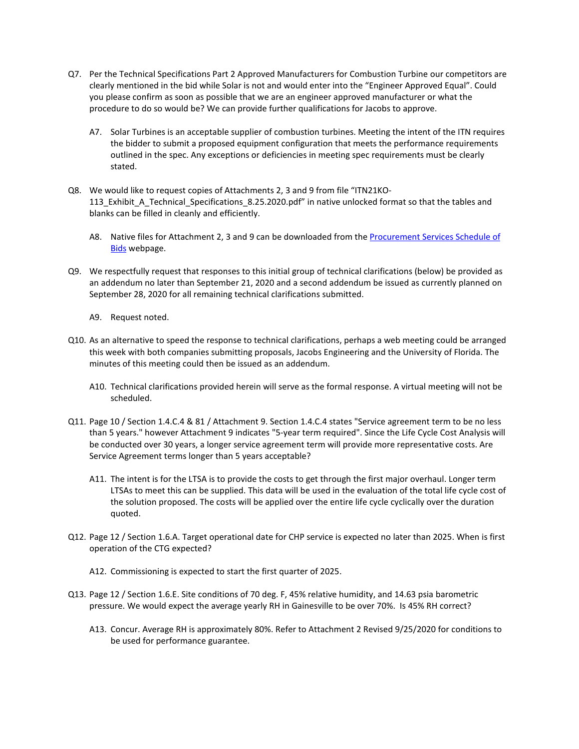Q7. Per the Technical Specifications Part 2 Approved Manufacturers for Combustion Turbine our competitors are clearly mentioned in the bid while Solar is not and would enter into the "Engineer Approved Equal". Could you please confirm as soon as possible that we are an engineer approved manufacturer or what the procedure to do so would be? We can provide further qualifications for Jacobs to approve.

> A7. Solar Turbines is an acceptable supplier of combustion turbines. Meeting the intent of the ITN requires the bidder to submit a proposed equipment configuration that meets the performance requirements outlined in the spec. Any exceptions or deficiencies in meeting spec requirements must be clearly stated.

Q8. We would like to request copies of Attachments 2, 3 and 9 from file "ITN21KO-113_Exhibit_A_Technical_Specifications_8.25.2020.pdf" in native unlocked format so that the tables and blanks can be filled in cleanly and efficiently.

> A8. Native files for Attachment 2, 3 and 9 can be downloaded from the Procurement Services Schedule of Bids webpage.

Q9. We respectfully request that responses to this initial group of technical clarifications (below) be provided as an addendum no later than September 21, 2020 and a second addendum be issued as currently planned on September 28, 2020 for all remaining technical clarifications submitted.

> A9. Request noted.

Q10. As an alternative to speed the response to technical clarifications, perhaps a web meeting could be arranged this week with both companies submitting proposals, Jacobs Engineering and the University of Florida. The minutes of this meeting could then be issued as an addendum.

> A10. Technical clarifications provided herein will serve as the formal response. A virtual meeting will not be scheduled.

Q11. Page 10 / Section 1.4.C.4 & 81 / Attachment 9. Section 1.4.C.4 states "Service agreement term to be no less than 5 years." however Attachment 9 indicates "5-year term required". Since the Life Cycle Cost Analysis will be conducted over 30 years, a longer service agreement term will provide more representative costs. Are Service Agreement terms longer than 5 years acceptable?

> A11. The intent is for the LTSA is to provide the costs to get through the first major overhaul. Longer term LTSAs to meet this can be supplied. This data will be used in the evaluation of the total life cycle cost of the solution proposed. The costs will be applied over the entire life cycle cyclically over the duration quoted.

Q12. Page 12 / Section 1.6.A. Target operational date for CHP service is expected no later than 2025. When is first operation of the CTG expected?

> A12. Commissioning is expected to start the first quarter of 2025.

Q13. Page 12 / Section 1.6.E. Site conditions of 70 deg. F, 45% relative humidity, and 14.63 psia barometric pressure. We would expect the average yearly RH in Gainesville to be over 70%. Is 45% RH correct?

> A13. Concur. Average RH is approximately 80%. Refer to Attachment 2 Revised 9/25/2020 for conditions to be used for performance guarantee.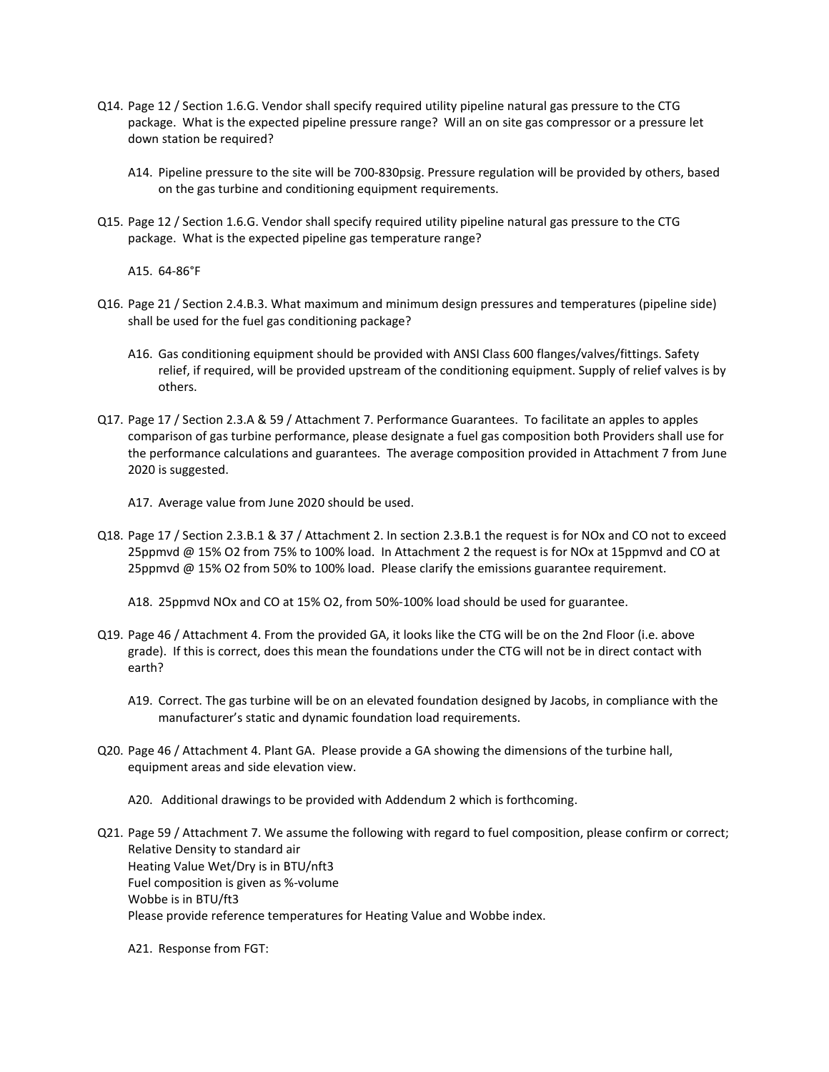Q14. Page 12 / Section 1.6.G. Vendor shall specify required utility pipeline natural gas pressure to the CTG package. What is the expected pipeline pressure range? Will an on site gas compressor or a pressure let down station be required?

A14. Pipeline pressure to the site will be 700-830psig. Pressure regulation will be provided by others, based on the gas turbine and conditioning equipment requirements.

Q15. Page 12 / Section 1.6.G. Vendor shall specify required utility pipeline natural gas pressure to the CTG package. What is the expected pipeline gas temperature range?

A15. 64-86°F

Q16. Page 21 / Section 2.4.B.3. What maximum and minimum design pressures and temperatures (pipeline side) shall be used for the fuel gas conditioning package?

A16. Gas conditioning equipment should be provided with ANSI Class 600 flanges/valves/fittings. Safety relief, if required, will be provided upstream of the conditioning equipment. Supply of relief valves is by others.

Q17. Page 17 / Section 2.3.A & 59 / Attachment 7. Performance Guarantees. To facilitate an apples to apples comparison of gas turbine performance, please designate a fuel gas composition both Providers shall use for the performance calculations and guarantees. The average composition provided in Attachment 7 from June 2020 is suggested.

A17. Average value from June 2020 should be used.

Q18. Page 17 / Section 2.3.B.1 & 37 / Attachment 2. In section 2.3.B.1 the request is for NOx and CO not to exceed 25ppmvd @ 15% O2 from 75% to 100% load. In Attachment 2 the request is for NOx at 15ppmvd and CO at 25ppmvd @ 15% O2 from 50% to 100% load. Please clarify the emissions guarantee requirement.

A18. 25ppmvd NOx and CO at 15% O2, from 50%-100% load should be used for guarantee.

Q19. Page 46 / Attachment 4. From the provided GA, it looks like the CTG will be on the 2nd Floor (i.e. above grade). If this is correct, does this mean the foundations under the CTG will not be in direct contact with earth?

A19. Correct. The gas turbine will be on an elevated foundation designed by Jacobs, in compliance with the manufacturer's static and dynamic foundation load requirements.

Q20. Page 46 / Attachment 4. Plant GA. Please provide a GA showing the dimensions of the turbine hall, equipment areas and side elevation view.

A20. Additional drawings to be provided with Addendum 2 which is forthcoming.

Q21. Page 59 / Attachment 7. We assume the following with regard to fuel composition, please confirm or correct;
Relative Density to standard air
Heating Value Wet/Dry is in BTU/nft3
Fuel composition is given as %-volume
Wobbe is in BTU/ft3
Please provide reference temperatures for Heating Value and Wobbe index.

A21. Response from FGT: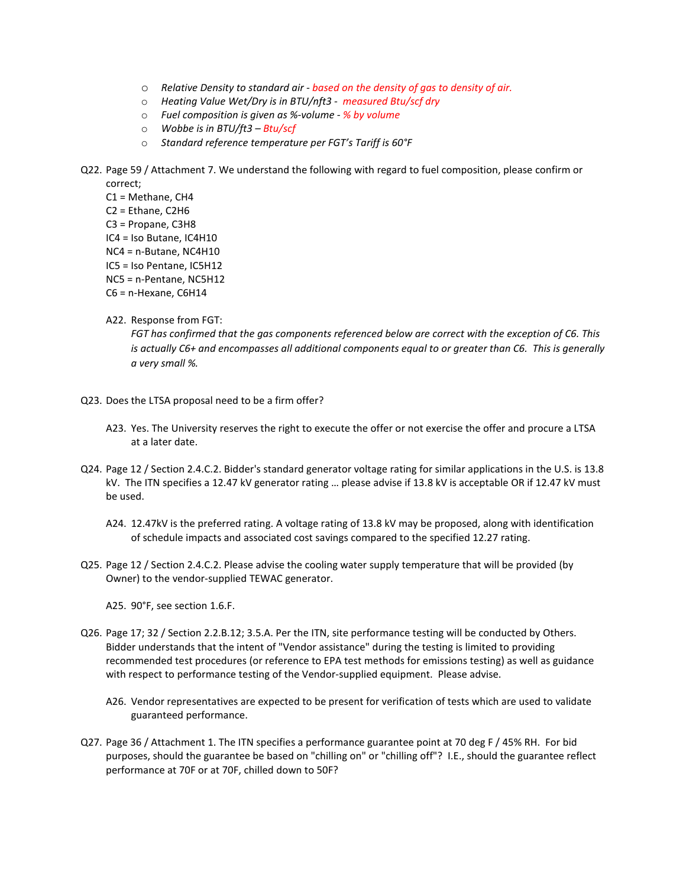- *Relative Density to standard air - based on the density of gas to density of air.*
- *Heating Value Wet/Dry is in BTU/nft3 - measured Btu/scf dry*
- *Fuel composition is given as %-volume - % by volume*
- *Wobbe is in BTU/ft3 – Btu/scf*
- *Standard reference temperature per FGT's Tariff is 60°F*

Q22. Page 59 / Attachment 7. We understand the following with regard to fuel composition, please confirm or correct;

C1 = Methane, $CH_4$
C2 = Ethane, $C_2H_6$
C3 = Propane, $C_3H_8$
IC4 = Iso Butane, $IC_4H_{10}$
NC4 = n-Butane, $NC_4H_{10}$
IC5 = Iso Pentane, $IC_5H_{12}$
NC5 = n-Pentane, $NC_5H_{12}$
C6 = n-Hexane, $C_6H_{14}$

A22. Response from FGT:
*FGT has confirmed that the gas components referenced below are correct with the exception of C6. This is actually C6+ and encompasses all additional components equal to or greater than C6. This is generally a very small %.*

Q23. Does the LTSA proposal need to be a firm offer?

A23. Yes. The University reserves the right to execute the offer or not exercise the offer and procure a LTSA at a later date.

Q24. Page 12 / Section 2.4.C.2. Bidder's standard generator voltage rating for similar applications in the U.S. is 13.8 kV. The ITN specifies a 12.47 kV generator rating … please advise if 13.8 kV is acceptable OR if 12.47 kV must be used.

A24. 12.47kV is the preferred rating. A voltage rating of 13.8 kV may be proposed, along with identification of schedule impacts and associated cost savings compared to the specified 12.27 rating.

Q25. Page 12 / Section 2.4.C.2. Please advise the cooling water supply temperature that will be provided (by Owner) to the vendor-supplied TEWAC generator.

A25. 90°F, see section 1.6.F.

Q26. Page 17; 32 / Section 2.2.B.12; 3.5.A. Per the ITN, site performance testing will be conducted by Others. Bidder understands that the intent of "Vendor assistance" during the testing is limited to providing recommended test procedures (or reference to EPA test methods for emissions testing) as well as guidance with respect to performance testing of the Vendor-supplied equipment. Please advise.

A26. Vendor representatives are expected to be present for verification of tests which are used to validate guaranteed performance.

Q27. Page 36 / Attachment 1. The ITN specifies a performance guarantee point at 70 deg F / 45% RH. For bid purposes, should the guarantee be based on "chilling on" or "chilling off"? I.E., should the guarantee reflect performance at 70F or at 70F, chilled down to 50F?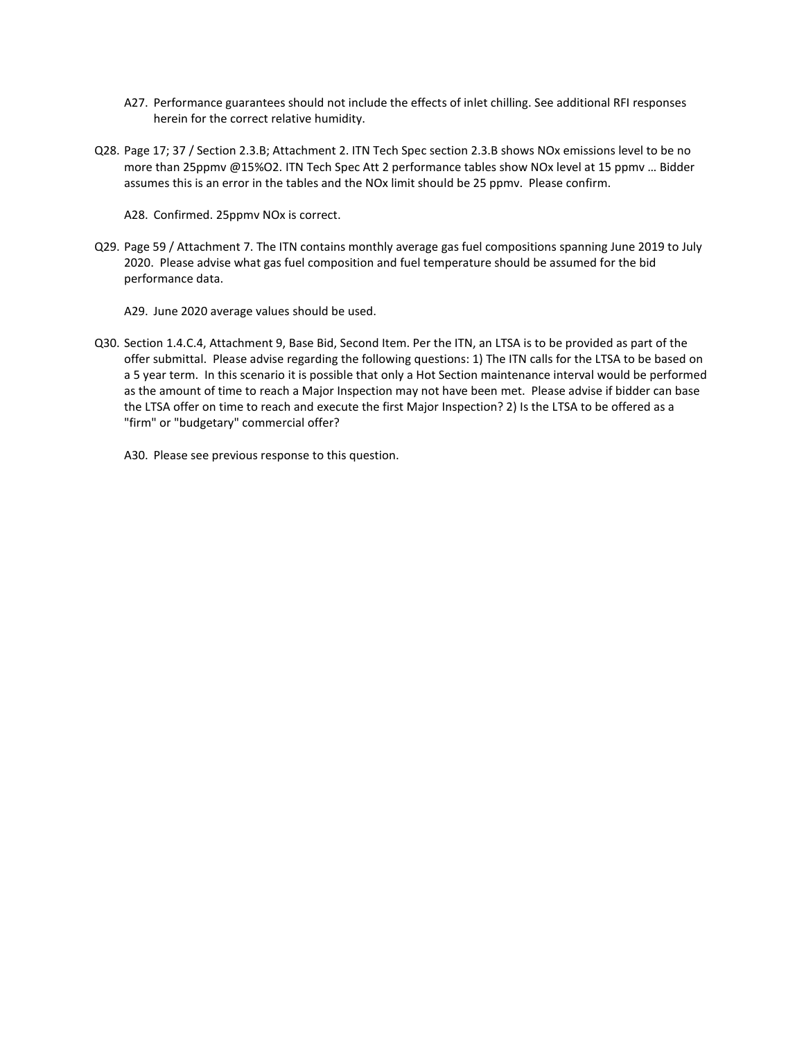A27. Performance guarantees should not include the effects of inlet chilling. See additional RFI responses herein for the correct relative humidity.

Q28. Page 17; 37 / Section 2.3.B; Attachment 2. ITN Tech Spec section 2.3.B shows NOx emissions level to be no more than 25ppmv @15%O2. ITN Tech Spec Att 2 performance tables show NOx level at 15 ppmv … Bidder assumes this is an error in the tables and the NOx limit should be 25 ppmv. Please confirm.

A28. Confirmed. 25ppmv NOx is correct.

Q29. Page 59 / Attachment 7. The ITN contains monthly average gas fuel compositions spanning June 2019 to July 2020. Please advise what gas fuel composition and fuel temperature should be assumed for the bid performance data.

A29. June 2020 average values should be used.

Q30. Section 1.4.C.4, Attachment 9, Base Bid, Second Item. Per the ITN, an LTSA is to be provided as part of the offer submittal. Please advise regarding the following questions: 1) The ITN calls for the LTSA to be based on a 5 year term. In this scenario it is possible that only a Hot Section maintenance interval would be performed as the amount of time to reach a Major Inspection may not have been met. Please advise if bidder can base the LTSA offer on time to reach and execute the first Major Inspection? 2) Is the LTSA to be offered as a "firm" or "budgetary" commercial offer?

A30. Please see previous response to this question.